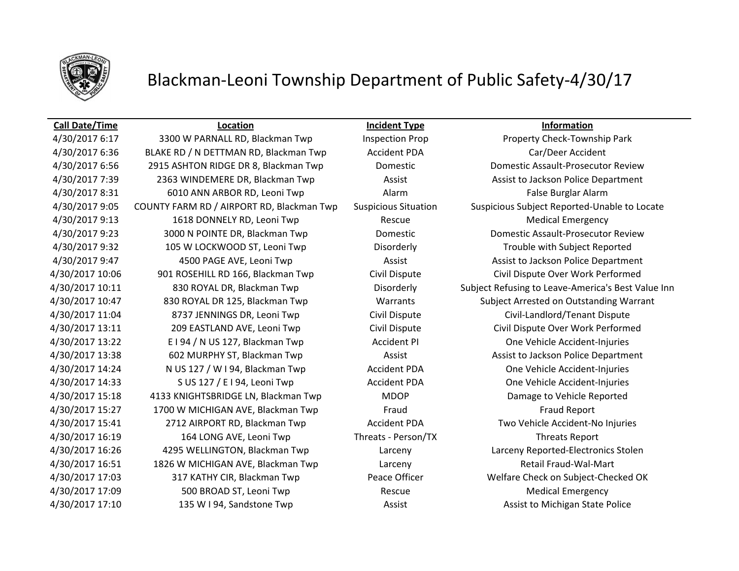# Blackman-Leoni Township Department of Public Safety-4/30/17

| Call Date/Time | Location | Incident Type | Information |
|---|---|---|---|
| 4/30/2017 6:17 | 3300 W PARNALL RD, Blackman Twp | Inspection Prop | Property Check-Township Park |
| 4/30/2017 6:36 | BLAKE RD / N DETTMAN RD, Blackman Twp | Accident PDA | Car/Deer Accident |
| 4/30/2017 6:56 | 2915 ASHTON RIDGE DR 8, Blackman Twp | Domestic | Domestic Assault-Prosecutor Review |
| 4/30/2017 7:39 | 2363 WINDEMERE DR, Blackman Twp | Assist | Assist to Jackson Police Department |
| 4/30/2017 8:31 | 6010 ANN ARBOR RD, Leoni Twp | Alarm | False Burglar Alarm |
| 4/30/2017 9:05 | COUNTY FARM RD / AIRPORT RD, Blackman Twp | Suspicious Situation | Suspicious Subject Reported-Unable to Locate |
| 4/30/2017 9:13 | 1618 DONNELY RD, Leoni Twp | Rescue | Medical Emergency |
| 4/30/2017 9:23 | 3000 N POINTE DR, Blackman Twp | Domestic | Domestic Assault-Prosecutor Review |
| 4/30/2017 9:32 | 105 W LOCKWOOD ST, Leoni Twp | Disorderly | Trouble with Subject Reported |
| 4/30/2017 9:47 | 4500 PAGE AVE, Leoni Twp | Assist | Assist to Jackson Police Department |
| 4/30/2017 10:06 | 901 ROSEHILL RD 166, Blackman Twp | Civil Dispute | Civil Dispute Over Work Performed |
| 4/30/2017 10:11 | 830 ROYAL DR, Blackman Twp | Disorderly | Subject Refusing to Leave-America's Best Value Inn |
| 4/30/2017 10:47 | 830 ROYAL DR 125, Blackman Twp | Warrants | Subject Arrested on Outstanding Warrant |
| 4/30/2017 11:04 | 8737 JENNINGS DR, Leoni Twp | Civil Dispute | Civil-Landlord/Tenant Dispute |
| 4/30/2017 13:11 | 209 EASTLAND AVE, Leoni Twp | Civil Dispute | Civil Dispute Over Work Performed |
| 4/30/2017 13:22 | E I 94 / N US 127, Blackman Twp | Accident PI | One Vehicle Accident-Injuries |
| 4/30/2017 13:38 | 602 MURPHY ST, Blackman Twp | Assist | Assist to Jackson Police Department |
| 4/30/2017 14:24 | N US 127 / W I 94, Blackman Twp | Accident PDA | One Vehicle Accident-Injuries |
| 4/30/2017 14:33 | S US 127 / E I 94, Leoni Twp | Accident PDA | One Vehicle Accident-Injuries |
| 4/30/2017 15:18 | 4133 KNIGHTSBRIDGE LN, Blackman Twp | MDOP | Damage to Vehicle Reported |
| 4/30/2017 15:27 | 1700 W MICHIGAN AVE, Blackman Twp | Fraud | Fraud Report |
| 4/30/2017 15:41 | 2712 AIRPORT RD, Blackman Twp | Accident PDA | Two Vehicle Accident-No Injuries |
| 4/30/2017 16:19 | 164 LONG AVE, Leoni Twp | Threats - Person/TX | Threats Report |
| 4/30/2017 16:26 | 4295 WELLINGTON, Blackman Twp | Larceny | Larceny Reported-Electronics Stolen |
| 4/30/2017 16:51 | 1826 W MICHIGAN AVE, Blackman Twp | Larceny | Retail Fraud-Wal-Mart |
| 4/30/2017 17:03 | 317 KATHY CIR, Blackman Twp | Peace Officer | Welfare Check on Subject-Checked OK |
| 4/30/2017 17:09 | 500 BROAD ST, Leoni Twp | Rescue | Medical Emergency |
| 4/30/2017 17:10 | 135 W I 94, Sandstone Twp | Assist | Assist to Michigan State Police |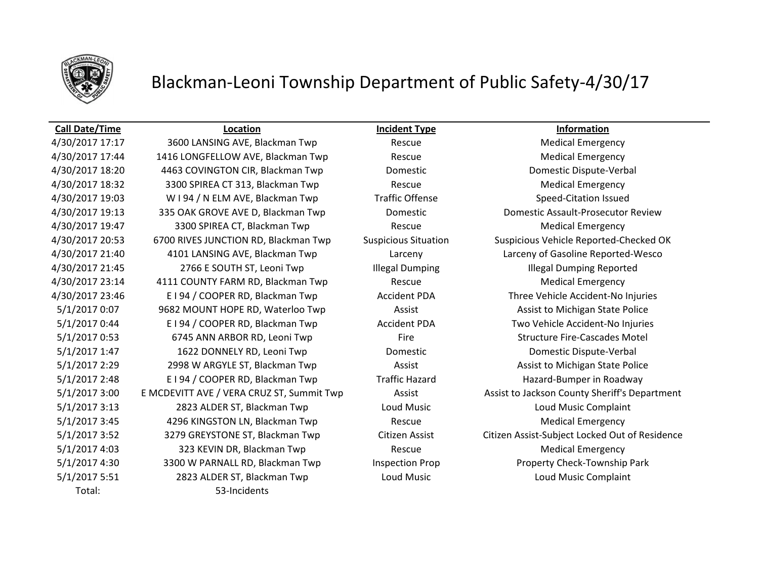# Blackman-Leoni Township Department of Public Safety-4/30/17

| Call Date/Time | Location | Incident Type | Information |
|---|---|---|---|
| 4/30/2017 17:17 | 3600 LANSING AVE, Blackman Twp | Rescue | Medical Emergency |
| 4/30/2017 17:44 | 1416 LONGFELLOW AVE, Blackman Twp | Rescue | Medical Emergency |
| 4/30/2017 18:20 | 4463 COVINGTON CIR, Blackman Twp | Domestic | Domestic Dispute-Verbal |
| 4/30/2017 18:32 | 3300 SPIREA CT 313, Blackman Twp | Rescue | Medical Emergency |
| 4/30/2017 19:03 | W I 94 / N ELM AVE, Blackman Twp | Traffic Offense | Speed-Citation Issued |
| 4/30/2017 19:13 | 335 OAK GROVE AVE D, Blackman Twp | Domestic | Domestic Assault-Prosecutor Review |
| 4/30/2017 19:47 | 3300 SPIREA CT, Blackman Twp | Rescue | Medical Emergency |
| 4/30/2017 20:53 | 6700 RIVES JUNCTION RD, Blackman Twp | Suspicious Situation | Suspicious Vehicle Reported-Checked OK |
| 4/30/2017 21:40 | 4101 LANSING AVE, Blackman Twp | Larceny | Larceny of Gasoline Reported-Wesco |
| 4/30/2017 21:45 | 2766 E SOUTH ST, Leoni Twp | Illegal Dumping | Illegal Dumping Reported |
| 4/30/2017 23:14 | 4111 COUNTY FARM RD, Blackman Twp | Rescue | Medical Emergency |
| 4/30/2017 23:46 | E I 94 / COOPER RD, Blackman Twp | Accident PDA | Three Vehicle Accident-No Injuries |
| 5/1/2017 0:07 | 9682 MOUNT HOPE RD, Waterloo Twp | Assist | Assist to Michigan State Police |
| 5/1/2017 0:44 | E I 94 / COOPER RD, Blackman Twp | Accident PDA | Two Vehicle Accident-No Injuries |
| 5/1/2017 0:53 | 6745 ANN ARBOR RD, Leoni Twp | Fire | Structure Fire-Cascades Motel |
| 5/1/2017 1:47 | 1622 DONNELY RD, Leoni Twp | Domestic | Domestic Dispute-Verbal |
| 5/1/2017 2:29 | 2998 W ARGYLE ST, Blackman Twp | Assist | Assist to Michigan State Police |
| 5/1/2017 2:48 | E I 94 / COOPER RD, Blackman Twp | Traffic Hazard | Hazard-Bumper in Roadway |
| 5/1/2017 3:00 | E MCDEVITT AVE / VERA CRUZ ST, Summit Twp | Assist | Assist to Jackson County Sheriff's Department |
| 5/1/2017 3:13 | 2823 ALDER ST, Blackman Twp | Loud Music | Loud Music Complaint |
| 5/1/2017 3:45 | 4296 KINGSTON LN, Blackman Twp | Rescue | Medical Emergency |
| 5/1/2017 3:52 | 3279 GREYSTONE ST, Blackman Twp | Citizen Assist | Citizen Assist-Subject Locked Out of Residence |
| 5/1/2017 4:03 | 323 KEVIN DR, Blackman Twp | Rescue | Medical Emergency |
| 5/1/2017 4:30 | 3300 W PARNALL RD, Blackman Twp | Inspection Prop | Property Check-Township Park |
| 5/1/2017 5:51 | 2823 ALDER ST, Blackman Twp | Loud Music | Loud Music Complaint |
| Total: | 53-Incidents | | |